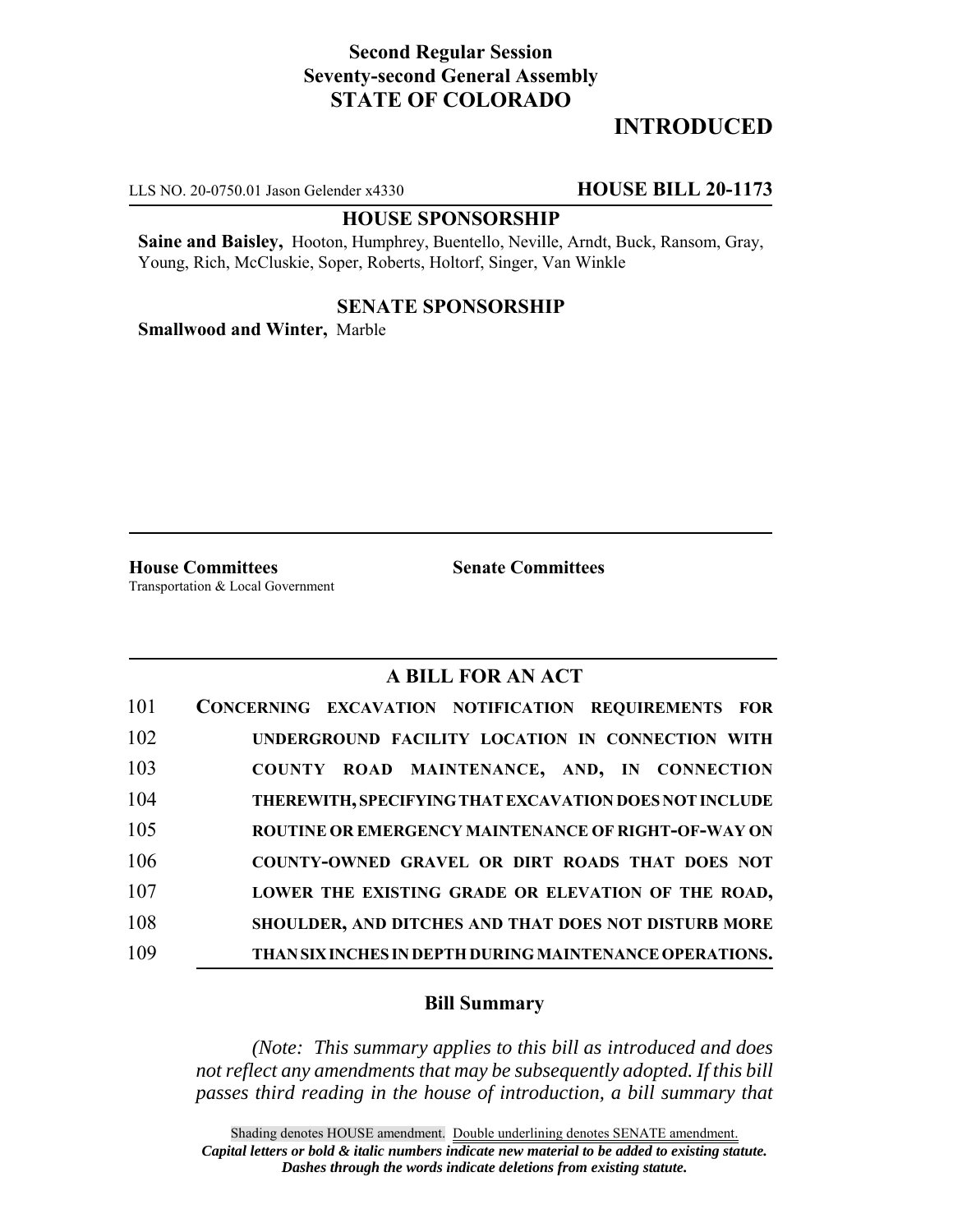**Second Regular Session**
**Seventy-second General Assembly**
**STATE OF COLORADO**

# INTRODUCED

LLS NO. 20-0750.01 Jason Gelender x4330 **HOUSE BILL 20-1173**

**HOUSE SPONSORSHIP**

**Saine and Baisley,** Hooton, Humphrey, Buentello, Neville, Arndt, Buck, Ransom, Gray, Young, Rich, McCluskie, Soper, Roberts, Holtorf, Singer, Van Winkle

**SENATE SPONSORSHIP**

**Smallwood and Winter,** Marble

**House Committees**
Transportation & Local Government

**Senate Committees**

## A BILL FOR AN ACT

101 **CONCERNING EXCAVATION NOTIFICATION REQUIREMENTS FOR**
102 **UNDERGROUND FACILITY LOCATION IN CONNECTION WITH**
103 **COUNTY ROAD MAINTENANCE, AND, IN CONNECTION**
104 **THEREWITH, SPECIFYING THAT EXCAVATION DOES NOT INCLUDE**
105 **ROUTINE OR EMERGENCY MAINTENANCE OF RIGHT-OF-WAY ON**
106 **COUNTY-OWNED GRAVEL OR DIRT ROADS THAT DOES NOT**
107 **LOWER THE EXISTING GRADE OR ELEVATION OF THE ROAD,**
108 **SHOULDER, AND DITCHES AND THAT DOES NOT DISTURB MORE**
109 **THAN SIX INCHES IN DEPTH DURING MAINTENANCE OPERATIONS.**

### Bill Summary

*(Note: This summary applies to this bill as introduced and does not reflect any amendments that may be subsequently adopted. If this bill passes third reading in the house of introduction, a bill summary that*

Shading denotes HOUSE amendment. Double underlining denotes SENATE amendment.
***Capital letters or bold & italic numbers indicate new material to be added to existing statute.***
***Dashes through the words indicate deletions from existing statute.***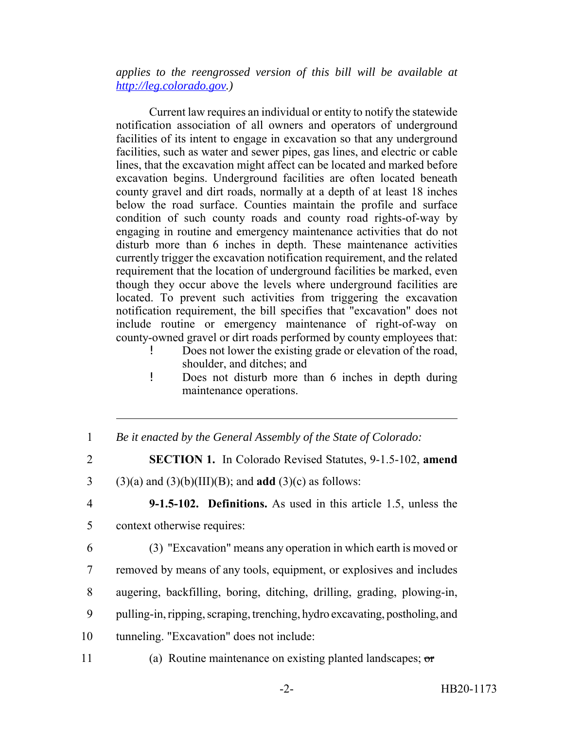*applies to the reengrossed version of this bill will be available at http://leg.colorado.gov.)*

Current law requires an individual or entity to notify the statewide notification association of all owners and operators of underground facilities of its intent to engage in excavation so that any underground facilities, such as water and sewer pipes, gas lines, and electric or cable lines, that the excavation might affect can be located and marked before excavation begins. Underground facilities are often located beneath county gravel and dirt roads, normally at a depth of at least 18 inches below the road surface. Counties maintain the profile and surface condition of such county roads and county road rights-of-way by engaging in routine and emergency maintenance activities that do not disturb more than 6 inches in depth. These maintenance activities currently trigger the excavation notification requirement, and the related requirement that the location of underground facilities be marked, even though they occur above the levels where underground facilities are located. To prevent such activities from triggering the excavation notification requirement, the bill specifies that "excavation" does not include routine or emergency maintenance of right-of-way on county-owned gravel or dirt roads performed by county employees that:

- Does not lower the existing grade or elevation of the road, shoulder, and ditches; and
- Does not disturb more than 6 inches in depth during maintenance operations.

---

1 *Be it enacted by the General Assembly of the State of Colorado:*

2 **SECTION 1.** In Colorado Revised Statutes, 9-1.5-102, **amend**
3 (3)(a) and (3)(b)(III)(B); and **add** (3)(c) as follows:

4 **9-1.5-102. Definitions.** As used in this article 1.5, unless the
5 context otherwise requires:

6 (3) "Excavation" means any operation in which earth is moved or
7 removed by means of any tools, equipment, or explosives and includes
8 augering, backfilling, boring, ditching, drilling, grading, plowing-in,
9 pulling-in, ripping, scraping, trenching, hydro excavating, postholing, and
10 tunneling. "Excavation" does not include:

11 (a) Routine maintenance on existing planted landscapes; ~~or~~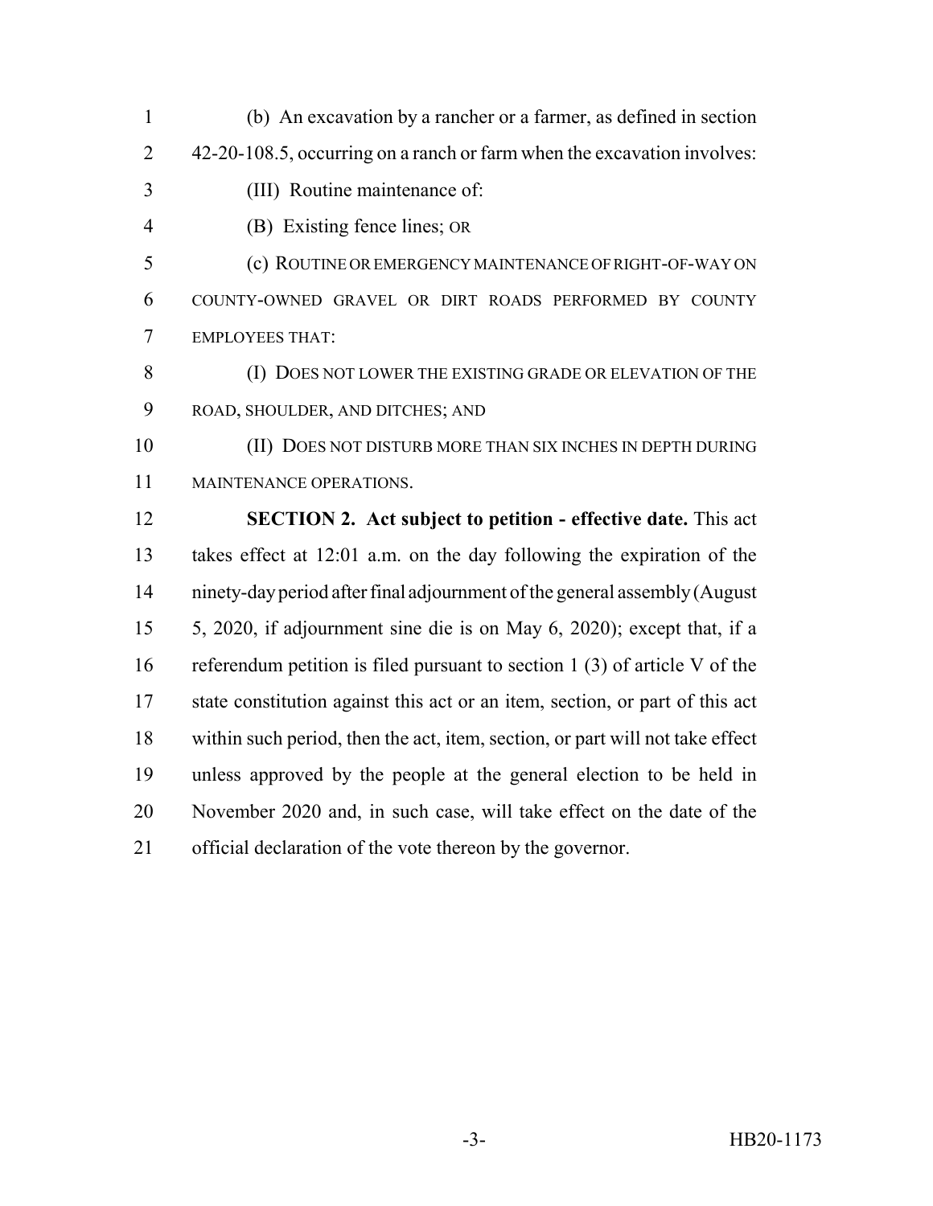(b) An excavation by a rancher or a farmer, as defined in section 42-20-108.5, occurring on a ranch or farm when the excavation involves:

(III) Routine maintenance of:

(B) Existing fence lines; OR

(c) ROUTINE OR EMERGENCY MAINTENANCE OF RIGHT-OF-WAY ON COUNTY-OWNED GRAVEL OR DIRT ROADS PERFORMED BY COUNTY EMPLOYEES THAT:

(I) DOES NOT LOWER THE EXISTING GRADE OR ELEVATION OF THE ROAD, SHOULDER, AND DITCHES; AND

(II) DOES NOT DISTURB MORE THAN SIX INCHES IN DEPTH DURING MAINTENANCE OPERATIONS.

**SECTION 2. Act subject to petition - effective date.** This act takes effect at 12:01 a.m. on the day following the expiration of the ninety-day period after final adjournment of the general assembly (August 5, 2020, if adjournment sine die is on May 6, 2020); except that, if a referendum petition is filed pursuant to section 1 (3) of article V of the state constitution against this act or an item, section, or part of this act within such period, then the act, item, section, or part will not take effect unless approved by the people at the general election to be held in November 2020 and, in such case, will take effect on the date of the official declaration of the vote thereon by the governor.